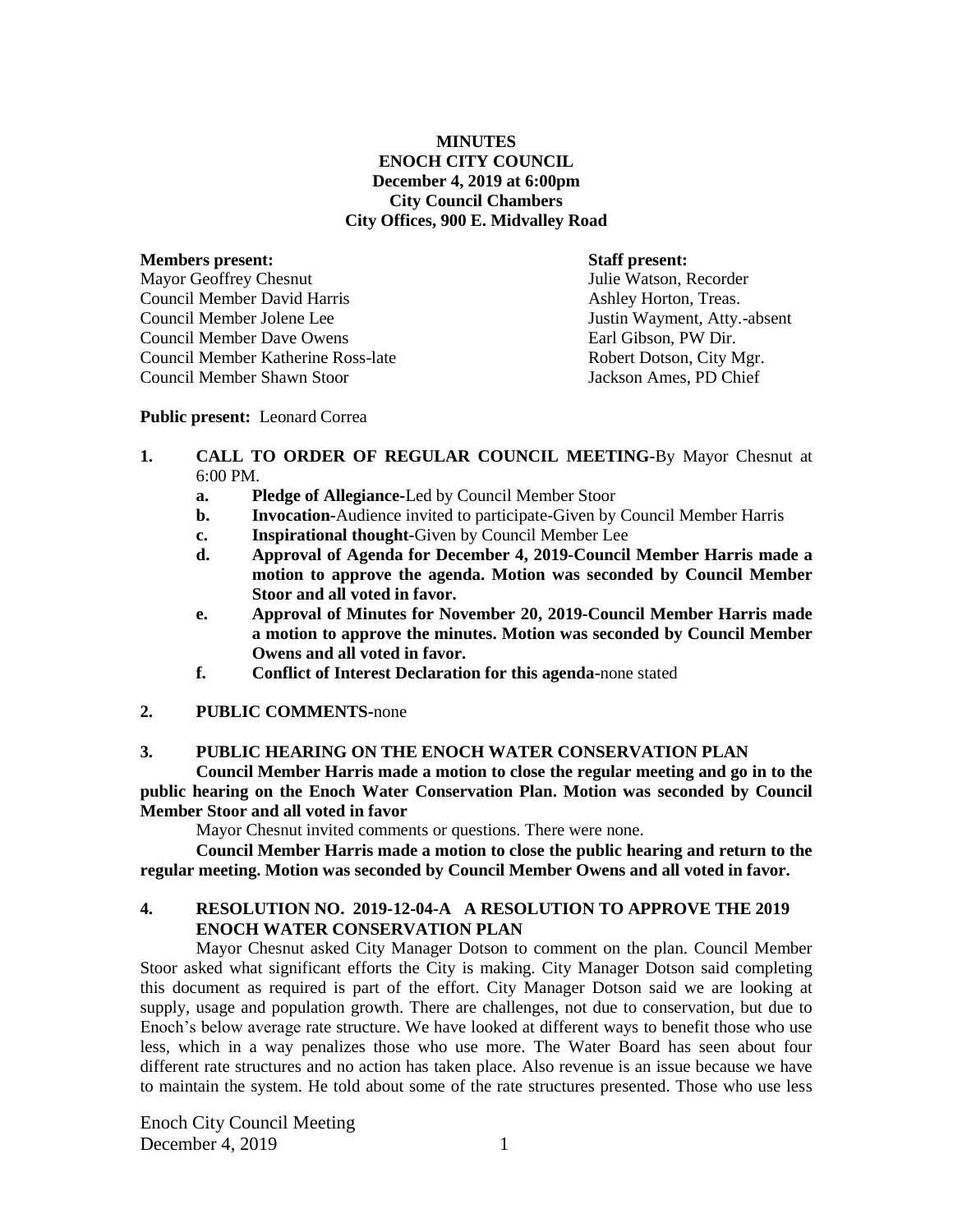**MINUTES**
**ENOCH CITY COUNCIL**
**December 4, 2019 at 6:00pm**
**City Council Chambers**
**City Offices, 900 E. Midvalley Road**

| **Members present:** | **Staff present:** |
|---|---|
| Mayor Geoffrey Chesnut | Julie Watson, Recorder |
| Council Member David Harris | Ashley Horton, Treas. |
| Council Member Jolene Lee | Justin Wayment, Atty.-absent |
| Council Member Dave Owens | Earl Gibson, PW Dir. |
| Council Member Katherine Ross-late | Robert Dotson, City Mgr. |
| Council Member Shawn Stoor | Jackson Ames, PD Chief |

**Public present:** Leonard Correa

1. **CALL TO ORDER OF REGULAR COUNCIL MEETING-**By Mayor Chesnut at 6:00 PM.
   - **a. Pledge of Allegiance-**Led by Council Member Stoor
   - **b. Invocation-**Audience invited to participate-Given by Council Member Harris
   - **c. Inspirational thought-**Given by Council Member Lee
   - **d. Approval of Agenda for December 4, 2019-Council Member Harris made a motion to approve the agenda. Motion was seconded by Council Member Stoor and all voted in favor.**
   - **e. Approval of Minutes for November 20, 2019-Council Member Harris made a motion to approve the minutes. Motion was seconded by Council Member Owens and all voted in favor.**
   - **f. Conflict of Interest Declaration for this agenda-**none stated

2. **PUBLIC COMMENTS-**none

3. **PUBLIC HEARING ON THE ENOCH WATER CONSERVATION PLAN**

**Council Member Harris made a motion to close the regular meeting and go in to the public hearing on the Enoch Water Conservation Plan. Motion was seconded by Council Member Stoor and all voted in favor**

Mayor Chesnut invited comments or questions. There were none.

**Council Member Harris made a motion to close the public hearing and return to the regular meeting. Motion was seconded by Council Member Owens and all voted in favor.**

4. **RESOLUTION NO. 2019-12-04-A A RESOLUTION TO APPROVE THE 2019 ENOCH WATER CONSERVATION PLAN**

Mayor Chesnut asked City Manager Dotson to comment on the plan. Council Member Stoor asked what significant efforts the City is making. City Manager Dotson said completing this document as required is part of the effort. City Manager Dotson said we are looking at supply, usage and population growth. There are challenges, not due to conservation, but due to Enoch's below average rate structure. We have looked at different ways to benefit those who use less, which in a way penalizes those who use more. The Water Board has seen about four different rate structures and no action has taken place. Also revenue is an issue because we have to maintain the system. He told about some of the rate structures presented. Those who use less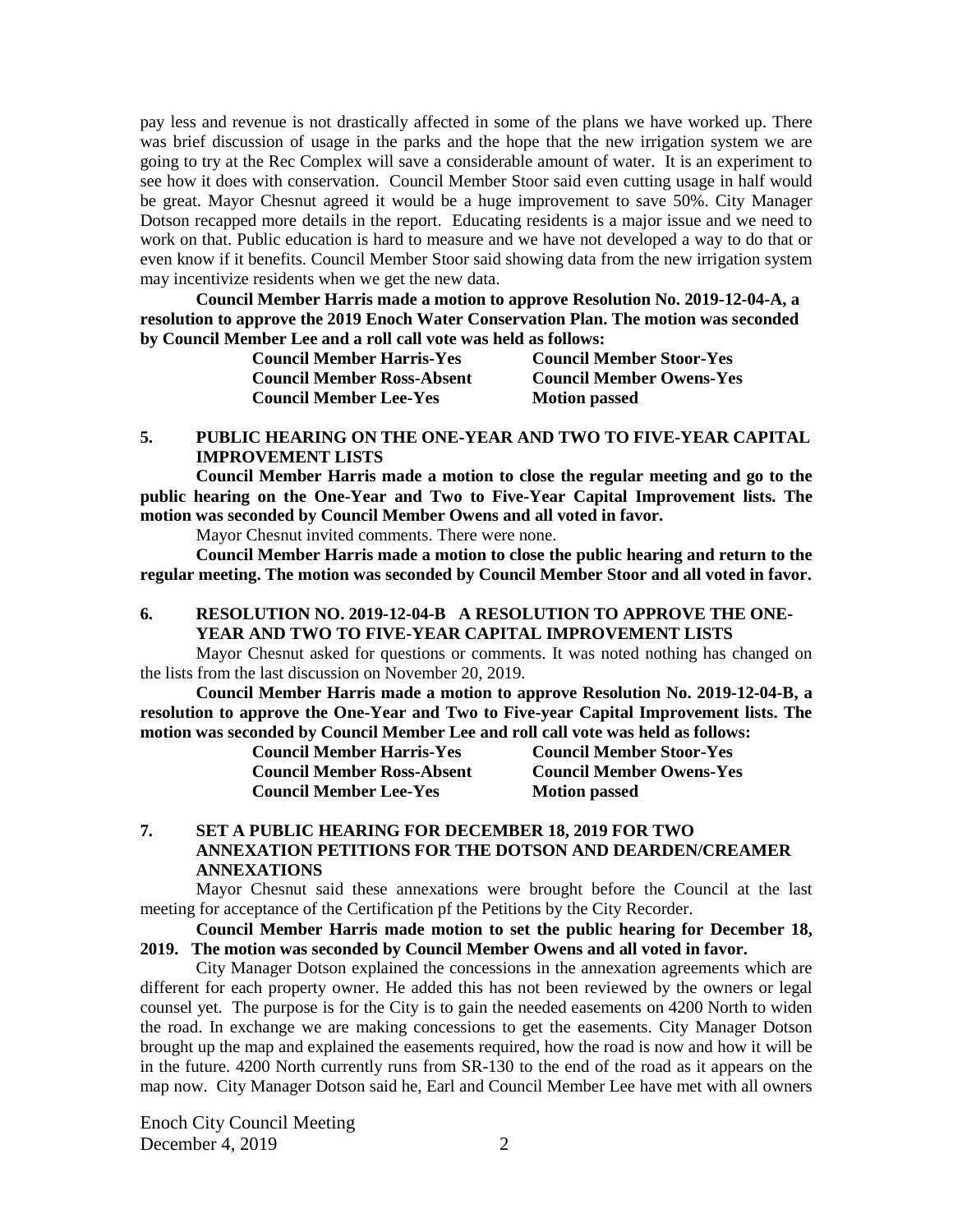pay less and revenue is not drastically affected in some of the plans we have worked up. There was brief discussion of usage in the parks and the hope that the new irrigation system we are going to try at the Rec Complex will save a considerable amount of water. It is an experiment to see how it does with conservation. Council Member Stoor said even cutting usage in half would be great. Mayor Chesnut agreed it would be a huge improvement to save 50%. City Manager Dotson recapped more details in the report. Educating residents is a major issue and we need to work on that. Public education is hard to measure and we have not developed a way to do that or even know if it benefits. Council Member Stoor said showing data from the new irrigation system may incentivize residents when we get the new data.

**Council Member Harris made a motion to approve Resolution No. 2019-12-04-A, a resolution to approve the 2019 Enoch Water Conservation Plan. The motion was seconded by Council Member Lee and a roll call vote was held as follows:**

| | |
|---|---|
| **Council Member Harris-Yes** | **Council Member Stoor-Yes** |
| **Council Member Ross-Absent** | **Council Member Owens-Yes** |
| **Council Member Lee-Yes** | **Motion passed** |

## 5. PUBLIC HEARING ON THE ONE-YEAR AND TWO TO FIVE-YEAR CAPITAL IMPROVEMENT LISTS

**Council Member Harris made a motion to close the regular meeting and go to the public hearing on the One-Year and Two to Five-Year Capital Improvement lists. The motion was seconded by Council Member Owens and all voted in favor.**

Mayor Chesnut invited comments. There were none.

**Council Member Harris made a motion to close the public hearing and return to the regular meeting. The motion was seconded by Council Member Stoor and all voted in favor.**

## 6. RESOLUTION NO. 2019-12-04-B A RESOLUTION TO APPROVE THE ONE-YEAR AND TWO TO FIVE-YEAR CAPITAL IMPROVEMENT LISTS

Mayor Chesnut asked for questions or comments. It was noted nothing has changed on the lists from the last discussion on November 20, 2019.

**Council Member Harris made a motion to approve Resolution No. 2019-12-04-B, a resolution to approve the One-Year and Two to Five-year Capital Improvement lists. The motion was seconded by Council Member Lee and roll call vote was held as follows:**

| | |
|---|---|
| **Council Member Harris-Yes** | **Council Member Stoor-Yes** |
| **Council Member Ross-Absent** | **Council Member Owens-Yes** |
| **Council Member Lee-Yes** | **Motion passed** |

## 7. SET A PUBLIC HEARING FOR DECEMBER 18, 2019 FOR TWO ANNEXATION PETITIONS FOR THE DOTSON AND DEARDEN/CREAMER ANNEXATIONS

Mayor Chesnut said these annexations were brought before the Council at the last meeting for acceptance of the Certification pf the Petitions by the City Recorder.

**Council Member Harris made motion to set the public hearing for December 18, 2019. The motion was seconded by Council Member Owens and all voted in favor.**

City Manager Dotson explained the concessions in the annexation agreements which are different for each property owner. He added this has not been reviewed by the owners or legal counsel yet. The purpose is for the City is to gain the needed easements on 4200 North to widen the road. In exchange we are making concessions to get the easements. City Manager Dotson brought up the map and explained the easements required, how the road is now and how it will be in the future. 4200 North currently runs from SR-130 to the end of the road as it appears on the map now. City Manager Dotson said he, Earl and Council Member Lee have met with all owners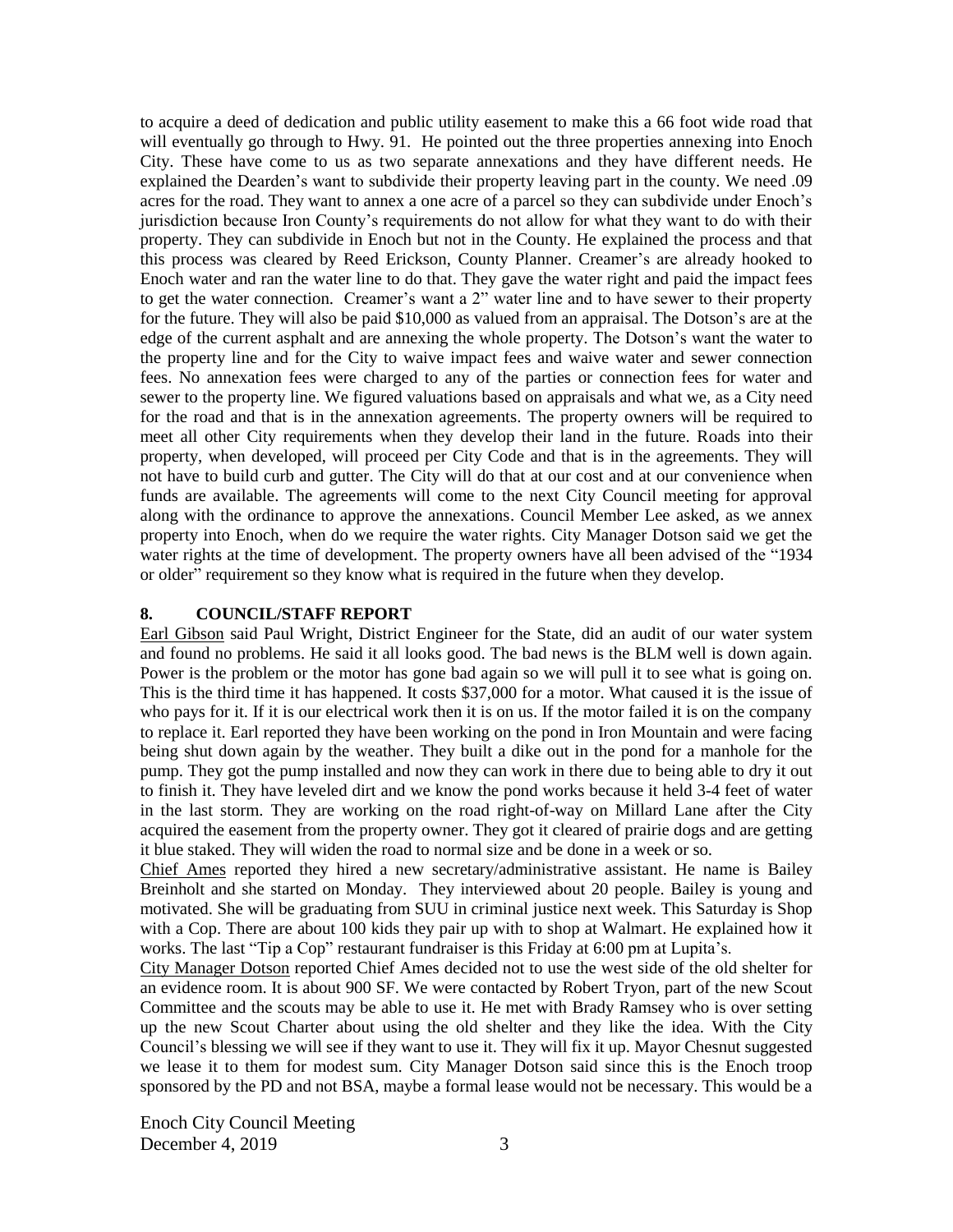to acquire a deed of dedication and public utility easement to make this a 66 foot wide road that will eventually go through to Hwy. 91. He pointed out the three properties annexing into Enoch City. These have come to us as two separate annexations and they have different needs. He explained the Dearden's want to subdivide their property leaving part in the county. We need .09 acres for the road. They want to annex a one acre of a parcel so they can subdivide under Enoch's jurisdiction because Iron County's requirements do not allow for what they want to do with their property. They can subdivide in Enoch but not in the County. He explained the process and that this process was cleared by Reed Erickson, County Planner. Creamer's are already hooked to Enoch water and ran the water line to do that. They gave the water right and paid the impact fees to get the water connection. Creamer's want a 2" water line and to have sewer to their property for the future. They will also be paid $10,000 as valued from an appraisal. The Dotson's are at the edge of the current asphalt and are annexing the whole property. The Dotson's want the water to the property line and for the City to waive impact fees and waive water and sewer connection fees. No annexation fees were charged to any of the parties or connection fees for water and sewer to the property line. We figured valuations based on appraisals and what we, as a City need for the road and that is in the annexation agreements. The property owners will be required to meet all other City requirements when they develop their land in the future. Roads into their property, when developed, will proceed per City Code and that is in the agreements. They will not have to build curb and gutter. The City will do that at our cost and at our convenience when funds are available. The agreements will come to the next City Council meeting for approval along with the ordinance to approve the annexations. Council Member Lee asked, as we annex property into Enoch, when do we require the water rights. City Manager Dotson said we get the water rights at the time of development. The property owners have all been advised of the "1934 or older" requirement so they know what is required in the future when they develop.

## 8. COUNCIL/STAFF REPORT

Earl Gibson said Paul Wright, District Engineer for the State, did an audit of our water system and found no problems. He said it all looks good. The bad news is the BLM well is down again. Power is the problem or the motor has gone bad again so we will pull it to see what is going on. This is the third time it has happened. It costs $37,000 for a motor. What caused it is the issue of who pays for it. If it is our electrical work then it is on us. If the motor failed it is on the company to replace it. Earl reported they have been working on the pond in Iron Mountain and were facing being shut down again by the weather. They built a dike out in the pond for a manhole for the pump. They got the pump installed and now they can work in there due to being able to dry it out to finish it. They have leveled dirt and we know the pond works because it held 3-4 feet of water in the last storm. They are working on the road right-of-way on Millard Lane after the City acquired the easement from the property owner. They got it cleared of prairie dogs and are getting it blue staked. They will widen the road to normal size and be done in a week or so.

Chief Ames reported they hired a new secretary/administrative assistant. He name is Bailey Breinholt and she started on Monday. They interviewed about 20 people. Bailey is young and motivated. She will be graduating from SUU in criminal justice next week. This Saturday is Shop with a Cop. There are about 100 kids they pair up with to shop at Walmart. He explained how it works. The last "Tip a Cop" restaurant fundraiser is this Friday at 6:00 pm at Lupita's.

City Manager Dotson reported Chief Ames decided not to use the west side of the old shelter for an evidence room. It is about 900 SF. We were contacted by Robert Tryon, part of the new Scout Committee and the scouts may be able to use it. He met with Brady Ramsey who is over setting up the new Scout Charter about using the old shelter and they like the idea. With the City Council's blessing we will see if they want to use it. They will fix it up. Mayor Chesnut suggested we lease it to them for modest sum. City Manager Dotson said since this is the Enoch troop sponsored by the PD and not BSA, maybe a formal lease would not be necessary. This would be a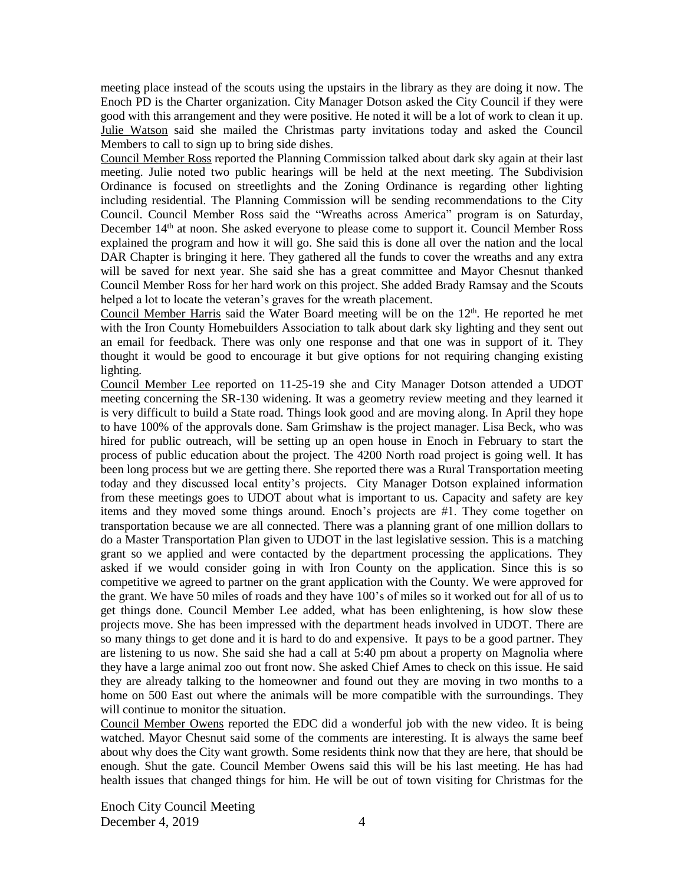meeting place instead of the scouts using the upstairs in the library as they are doing it now. The Enoch PD is the Charter organization. City Manager Dotson asked the City Council if they were good with this arrangement and they were positive. He noted it will be a lot of work to clean it up. Julie Watson said she mailed the Christmas party invitations today and asked the Council Members to call to sign up to bring side dishes.

Council Member Ross reported the Planning Commission talked about dark sky again at their last meeting. Julie noted two public hearings will be held at the next meeting. The Subdivision Ordinance is focused on streetlights and the Zoning Ordinance is regarding other lighting including residential. The Planning Commission will be sending recommendations to the City Council. Council Member Ross said the "Wreaths across America" program is on Saturday, December 14th at noon. She asked everyone to please come to support it. Council Member Ross explained the program and how it will go. She said this is done all over the nation and the local DAR Chapter is bringing it here. They gathered all the funds to cover the wreaths and any extra will be saved for next year. She said she has a great committee and Mayor Chesnut thanked Council Member Ross for her hard work on this project. She added Brady Ramsay and the Scouts helped a lot to locate the veteran's graves for the wreath placement.

Council Member Harris said the Water Board meeting will be on the 12th. He reported he met with the Iron County Homebuilders Association to talk about dark sky lighting and they sent out an email for feedback. There was only one response and that one was in support of it. They thought it would be good to encourage it but give options for not requiring changing existing lighting.

Council Member Lee reported on 11-25-19 she and City Manager Dotson attended a UDOT meeting concerning the SR-130 widening. It was a geometry review meeting and they learned it is very difficult to build a State road. Things look good and are moving along. In April they hope to have 100% of the approvals done. Sam Grimshaw is the project manager. Lisa Beck, who was hired for public outreach, will be setting up an open house in Enoch in February to start the process of public education about the project. The 4200 North road project is going well. It has been long process but we are getting there. She reported there was a Rural Transportation meeting today and they discussed local entity's projects. City Manager Dotson explained information from these meetings goes to UDOT about what is important to us. Capacity and safety are key items and they moved some things around. Enoch's projects are #1. They come together on transportation because we are all connected. There was a planning grant of one million dollars to do a Master Transportation Plan given to UDOT in the last legislative session. This is a matching grant so we applied and were contacted by the department processing the applications. They asked if we would consider going in with Iron County on the application. Since this is so competitive we agreed to partner on the grant application with the County. We were approved for the grant. We have 50 miles of roads and they have 100's of miles so it worked out for all of us to get things done. Council Member Lee added, what has been enlightening, is how slow these projects move. She has been impressed with the department heads involved in UDOT. There are so many things to get done and it is hard to do and expensive. It pays to be a good partner. They are listening to us now. She said she had a call at 5:40 pm about a property on Magnolia where they have a large animal zoo out front now. She asked Chief Ames to check on this issue. He said they are already talking to the homeowner and found out they are moving in two months to a home on 500 East out where the animals will be more compatible with the surroundings. They will continue to monitor the situation.

Council Member Owens reported the EDC did a wonderful job with the new video. It is being watched. Mayor Chesnut said some of the comments are interesting. It is always the same beef about why does the City want growth. Some residents think now that they are here, that should be enough. Shut the gate. Council Member Owens said this will be his last meeting. He has had health issues that changed things for him. He will be out of town visiting for Christmas for the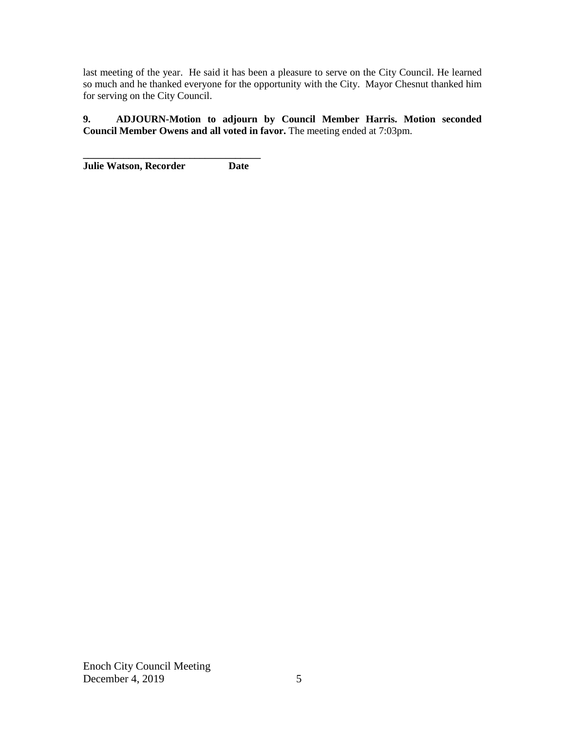last meeting of the year. He said it has been a pleasure to serve on the City Council. He learned so much and he thanked everyone for the opportunity with the City. Mayor Chesnut thanked him for serving on the City Council.

**9. ADJOURN-Motion to adjourn by Council Member Harris. Motion seconded Council Member Owens and all voted in favor.** The meeting ended at 7:03pm.

\_\_\_\_\_\_\_\_\_\_\_\_\_\_\_\_\_\_\_\_\_\_\_\_\_\_\_\_\_\_\_\_\_\_\_

**Julie Watson, Recorder Date**